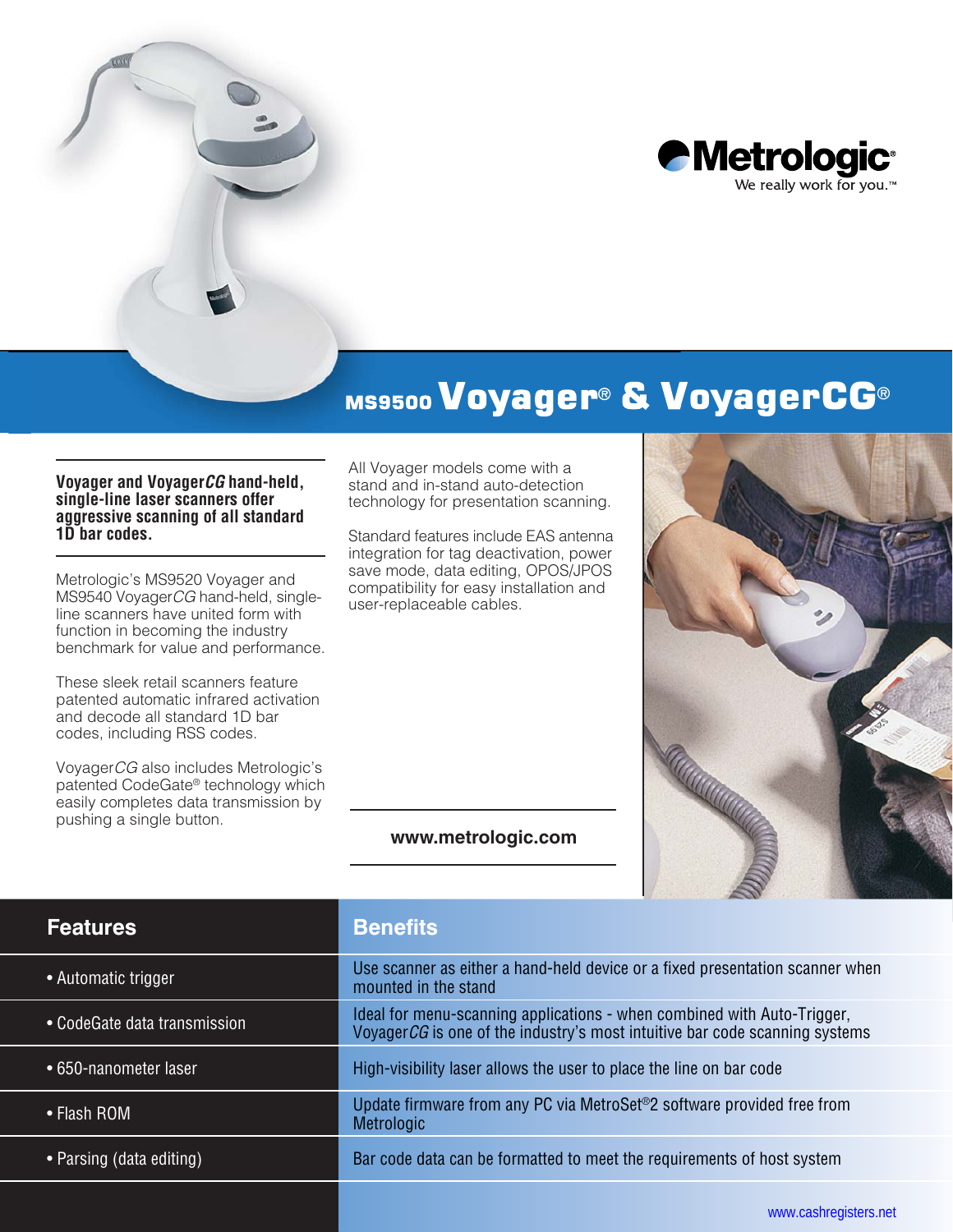Metrologic
We really work for you.™

# MS9500 Voyager® & VoyagerCG®

**Voyager and Voyager*CG* hand-held, single-line laser scanners offer aggressive scanning of all standard 1D bar codes.**

Metrologic's MS9520 Voyager and MS9540 Voyager*CG* hand-held, single-line scanners have united form with function in becoming the industry benchmark for value and performance.

These sleek retail scanners feature patented automatic infrared activation and decode all standard 1D bar codes, including RSS codes.

Voyager*CG* also includes Metrologic's patented CodeGate® technology which easily completes data transmission by pushing a single button.

All Voyager models come with a stand and in-stand auto-detection technology for presentation scanning.

Standard features include EAS antenna integration for tag deactivation, power save mode, data editing, OPOS/JPOS compatibility for easy installation and user-replaceable cables.

**www.metrologic.com**

| Features | Benefits |
| --- | --- |
| • Automatic trigger | Use scanner as either a hand-held device or a fixed presentation scanner when mounted in the stand |
| • CodeGate data transmission | Ideal for menu-scanning applications - when combined with Auto-Trigger, Voyager*CG* is one of the industry's most intuitive bar code scanning systems |
| • 650-nanometer laser | High-visibility laser allows the user to place the line on bar code |
| • Flash ROM | Update firmware from any PC via MetroSet®2 software provided free from Metrologic |
| • Parsing (data editing) | Bar code data can be formatted to meet the requirements of host system |

www.cashregisters.net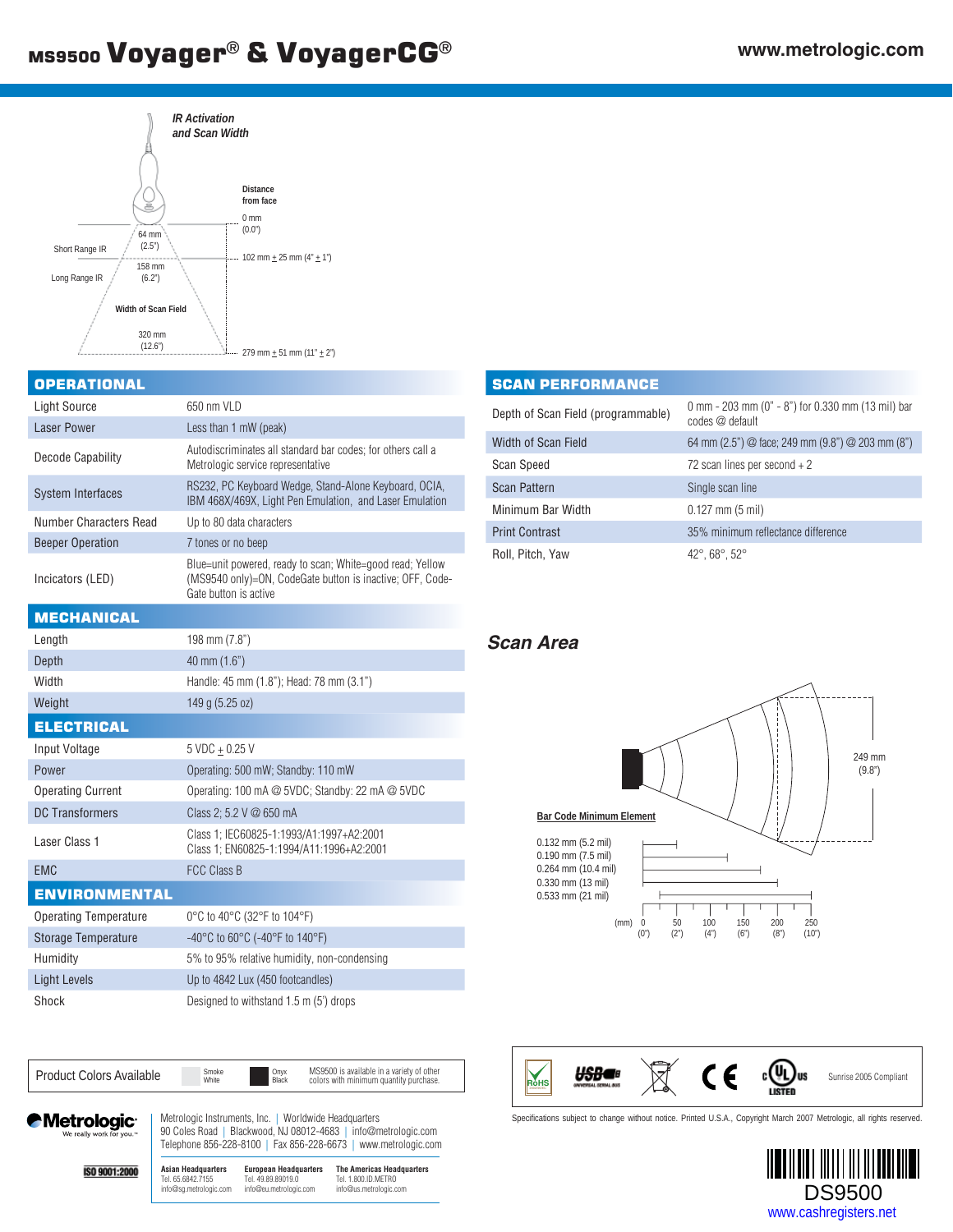# MS9500 Voyager® & VoyagerCG®

www.metrologic.com

*IR Activation and Scan Width*

Distance from face

0 mm (0.0")

Short Range IR

64 mm (2.5")

102 mm ± 25 mm (4" ± 1")

Long Range IR

158 mm (6.2")

Width of Scan Field

320 mm (12.6")

279 mm ± 51 mm (11" ± 2")

## OPERATIONAL

| | |
|---|---|
| Light Source | 650 nm VLD |
| Laser Power | Less than 1 mW (peak) |
| Decode Capability | Autodiscriminates all standard bar codes; for others call a Metrologic service representative |
| System Interfaces | RS232, PC Keyboard Wedge, Stand-Alone Keyboard, OCIA, IBM 468X/469X, Light Pen Emulation, and Laser Emulation |
| Number Characters Read | Up to 80 data characters |
| Beeper Operation | 7 tones or no beep |
| Indicators (LED) | Blue=unit powered, ready to scan; White=good read; Yellow (MS9540 only)=ON, CodeGate button is inactive; OFF, CodeGate button is active |

## MECHANICAL

| | |
|---|---|
| Length | 198 mm (7.8") |
| Depth | 40 mm (1.6") |
| Width | Handle: 45 mm (1.8"); Head: 78 mm (3.1") |
| Weight | 149 g (5.25 oz) |

## ELECTRICAL

| | |
|---|---|
| Input Voltage | 5 VDC ± 0.25 V |
| Power | Operating: 500 mW; Standby: 110 mW |
| Operating Current | Operating: 100 mA @ 5VDC; Standby: 22 mA @ 5VDC |
| DC Transformers | Class 2; 5.2 V @ 650 mA |
| Laser Class 1 | Class 1; IEC60825-1:1993/A1:1997+A2:2001<br>Class 1; EN60825-1:1994/A11:1996+A2:2001 |
| EMC | FCC Class B |

## ENVIRONMENTAL

| | |
|---|---|
| Operating Temperature | 0°C to 40°C (32°F to 104°F) |
| Storage Temperature | -40°C to 60°C (-40°F to 140°F) |
| Humidity | 5% to 95% relative humidity, non-condensing |
| Light Levels | Up to 4842 Lux (450 footcandles) |
| Shock | Designed to withstand 1.5 m (5') drops |

## SCAN PERFORMANCE

| | |
|---|---|
| Depth of Scan Field (programmable) | 0 mm - 203 mm (0" - 8") for 0.330 mm (13 mil) bar codes @ default |
| Width of Scan Field | 64 mm (2.5") @ face; 249 mm (9.8") @ 203 mm (8") |
| Scan Speed | 72 scan lines per second ± 2 |
| Scan Pattern | Single scan line |
| Minimum Bar Width | 0.127 mm (5 mil) |
| Print Contrast | 35% minimum reflectance difference |
| Roll, Pitch, Yaw | 42°, 68°, 52° |

## *Scan Area*

249 mm (9.8")

Bar Code Minimum Element

0.132 mm (5.2 mil)
0.190 mm (7.5 mil)
0.264 mm (10.4 mil)
0.330 mm (13 mil)
0.533 mm (21 mil)

(mm) 0 (0") 50 (2") 100 (4") 150 (6") 200 (8") 250 (10")

Product Colors Available: Smoke White, Onyx Black — MS9500 is available in a variety of other colors with minimum quantity purchase.

RoHS | USB | CE | cULus LISTED | Sunrise 2005 Compliant

Specifications subject to change without notice. Printed U.S.A., Copyright March 2007 Metrologic, all rights reserved.

**Metrologic** We really work for you.™

ISO 9001:2000

Metrologic Instruments, Inc. | Worldwide Headquarters
90 Coles Road | Blackwood, NJ 08012-4683 | info@metrologic.com
Telephone 856-228-8100 | Fax 856-228-6673 | www.metrologic.com

**Asian Headquarters**
Tel. 65.6842.7155
info@sg.metrologic.com

**European Headquarters**
Tel. 49.89.89019.0
info@eu.metrologic.com

**The Americas Headquarters**
Tel. 1.800.ID.METRO
info@us.metrologic.com

DS9500

www.cashregisters.net